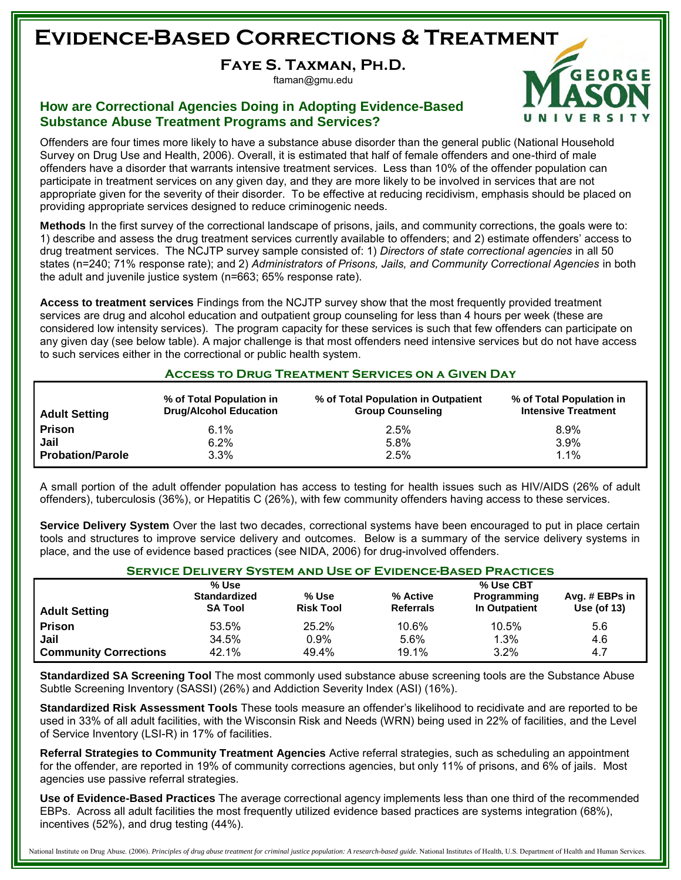# Evidence-Based Corrections & Treatment

## Faye S. Taxman, Ph.D.

ftaman@gmu.edu

### How are Correctional Agencies Doing in Adopting Evidence-Based Substance Abuse Treatment Programs and Services?

Offenders are four times more likely to have a substance abuse disorder than the general public (National Household Survey on Drug Use and Health, 2006). Overall, it is estimated that half of female offenders and one-third of male offenders have a disorder that warrants intensive treatment services. Less than 10% of the offender population can participate in treatment services on any given day, and they are more likely to be involved in services that are not appropriate given for the severity of their disorder. To be effective at reducing recidivism, emphasis should be placed on providing appropriate services designed to reduce criminogenic needs.

**Methods** In the first survey of the correctional landscape of prisons, jails, and community corrections, the goals were to: 1) describe and assess the drug treatment services currently available to offenders; and 2) estimate offenders' access to drug treatment services. The NCJTP survey sample consisted of: 1) *Directors of state correctional agencies* in all 50 states (n=240; 71% response rate); and 2) *Administrators of Prisons, Jails, and Community Correctional Agencies* in both the adult and juvenile justice system (n=663; 65% response rate).

**Access to treatment services** Findings from the NCJTP survey show that the most frequently provided treatment services are drug and alcohol education and outpatient group counseling for less than 4 hours per week (these are considered low intensity services). The program capacity for these services is such that few offenders can participate on any given day (see below table). A major challenge is that most offenders need intensive services but do not have access to such services either in the correctional or public health system.

#### Access to Drug Treatment Services on a Given Day

| Adult Setting | % of Total Population in Drug/Alcohol Education | % of Total Population in Outpatient Group Counseling | % of Total Population in Intensive Treatment |
|---|---|---|---|
| **Prison** | 6.1% | 2.5% | 8.9% |
| **Jail** | 6.2% | 5.8% | 3.9% |
| **Probation/Parole** | 3.3% | 2.5% | 1.1% |

A small portion of the adult offender population has access to testing for health issues such as HIV/AIDS (26% of adult offenders), tuberculosis (36%), or Hepatitis C (26%), with few community offenders having access to these services.

**Service Delivery System** Over the last two decades, correctional systems have been encouraged to put in place certain tools and structures to improve service delivery and outcomes. Below is a summary of the service delivery systems in place, and the use of evidence based practices (see NIDA, 2006) for drug-involved offenders.

#### Service Delivery System and Use of Evidence-Based Practices

| Adult Setting | % Use Standardized SA Tool | % Use Risk Tool | % Active Referrals | % Use CBT Programming In Outpatient | Avg. # EBPs in Use (of 13) |
|---|---|---|---|---|---|
| **Prison** | 53.5% | 25.2% | 10.6% | 10.5% | 5.6 |
| **Jail** | 34.5% | 0.9% | 5.6% | 1.3% | 4.6 |
| **Community Corrections** | 42.1% | 49.4% | 19.1% | 3.2% | 4.7 |

**Standardized SA Screening Tool** The most commonly used substance abuse screening tools are the Substance Abuse Subtle Screening Inventory (SASSI) (26%) and Addiction Severity Index (ASI) (16%).

**Standardized Risk Assessment Tools** These tools measure an offender's likelihood to recidivate and are reported to be used in 33% of all adult facilities, with the Wisconsin Risk and Needs (WRN) being used in 22% of facilities, and the Level of Service Inventory (LSI-R) in 17% of facilities.

**Referral Strategies to Community Treatment Agencies** Active referral strategies, such as scheduling an appointment for the offender, are reported in 19% of community corrections agencies, but only 11% of prisons, and 6% of jails. Most agencies use passive referral strategies.

**Use of Evidence-Based Practices** The average correctional agency implements less than one third of the recommended EBPs. Across all adult facilities the most frequently utilized evidence based practices are systems integration (68%), incentives (52%), and drug testing (44%).

National Institute on Drug Abuse. (2006). *Principles of drug abuse treatment for criminal justice population: A research-based guide*. National Institutes of Health, U.S. Department of Health and Human Services.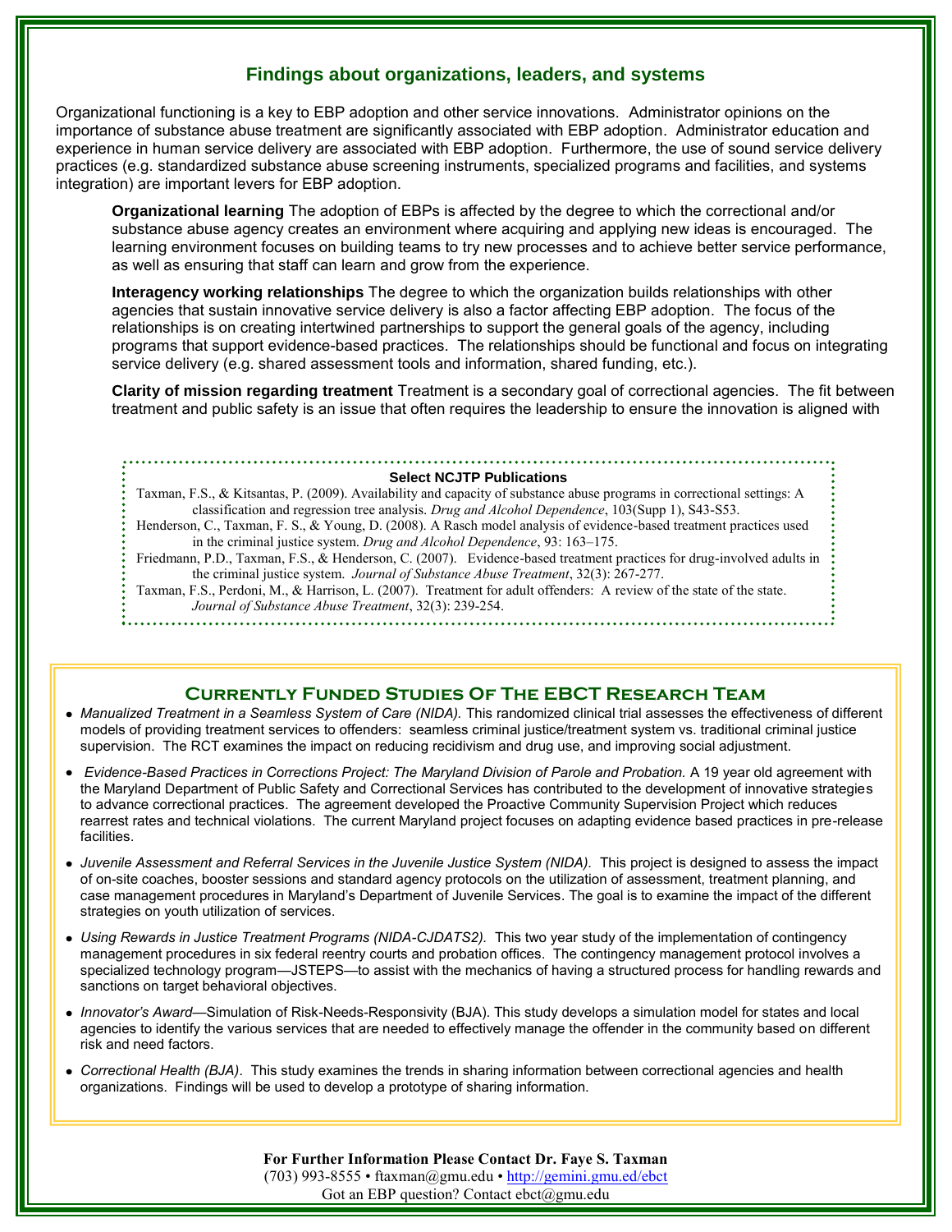## Findings about organizations, leaders, and systems

Organizational functioning is a key to EBP adoption and other service innovations. Administrator opinions on the importance of substance abuse treatment are significantly associated with EBP adoption. Administrator education and experience in human service delivery are associated with EBP adoption. Furthermore, the use of sound service delivery practices (e.g. standardized substance abuse screening instruments, specialized programs and facilities, and systems integration) are important levers for EBP adoption.

**Organizational learning** The adoption of EBPs is affected by the degree to which the correctional and/or substance abuse agency creates an environment where acquiring and applying new ideas is encouraged. The learning environment focuses on building teams to try new processes and to achieve better service performance, as well as ensuring that staff can learn and grow from the experience.

**Interagency working relationships** The degree to which the organization builds relationships with other agencies that sustain innovative service delivery is also a factor affecting EBP adoption. The focus of the relationships is on creating intertwined partnerships to support the general goals of the agency, including programs that support evidence-based practices. The relationships should be functional and focus on integrating service delivery (e.g. shared assessment tools and information, shared funding, etc.).

**Clarity of mission regarding treatment** Treatment is a secondary goal of correctional agencies. The fit between treatment and public safety is an issue that often requires the leadership to ensure the innovation is aligned with

**Select NCJTP Publications**

Taxman, F.S., & Kitsantas, P. (2009). Availability and capacity of substance abuse programs in correctional settings: A classification and regression tree analysis. *Drug and Alcohol Dependence*, 103(Supp 1), S43-S53.

Henderson, C., Taxman, F. S., & Young, D. (2008). A Rasch model analysis of evidence-based treatment practices used in the criminal justice system. *Drug and Alcohol Dependence*, 93: 163–175.

Friedmann, P.D., Taxman, F.S., & Henderson, C. (2007). Evidence-based treatment practices for drug-involved adults in the criminal justice system. *Journal of Substance Abuse Treatment*, 32(3): 267-277.

Taxman, F.S., Perdoni, M., & Harrison, L. (2007). Treatment for adult offenders: A review of the state of the state. *Journal of Substance Abuse Treatment*, 32(3): 239-254.

## Currently Funded Studies Of The EBCT Research Team

- *Manualized Treatment in a Seamless System of Care (NIDA).* This randomized clinical trial assesses the effectiveness of different models of providing treatment services to offenders: seamless criminal justice/treatment system vs. traditional criminal justice supervision. The RCT examines the impact on reducing recidivism and drug use, and improving social adjustment.

- *Evidence-Based Practices in Corrections Project: The Maryland Division of Parole and Probation.* A 19 year old agreement with the Maryland Department of Public Safety and Correctional Services has contributed to the development of innovative strategies to advance correctional practices. The agreement developed the Proactive Community Supervision Project which reduces rearrest rates and technical violations. The current Maryland project focuses on adapting evidence based practices in pre-release facilities.

- *Juvenile Assessment and Referral Services in the Juvenile Justice System (NIDA).* This project is designed to assess the impact of on-site coaches, booster sessions and standard agency protocols on the utilization of assessment, treatment planning, and case management procedures in Maryland's Department of Juvenile Services. The goal is to examine the impact of the different strategies on youth utilization of services.

- *Using Rewards in Justice Treatment Programs (NIDA-CJDATS2).* This two year study of the implementation of contingency management procedures in six federal reentry courts and probation offices. The contingency management protocol involves a specialized technology program—JSTEPS—to assist with the mechanics of having a structured process for handling rewards and sanctions on target behavioral objectives.

- *Innovator's Award*—Simulation of Risk-Needs-Responsivity (BJA). This study develops a simulation model for states and local agencies to identify the various services that are needed to effectively manage the offender in the community based on different risk and need factors.

- *Correctional Health (BJA).* This study examines the trends in sharing information between correctional agencies and health organizations. Findings will be used to develop a prototype of sharing information.

**For Further Information Please Contact Dr. Faye S. Taxman**

(703) 993-8555 • ftaxman@gmu.edu • http://gemini.gmu.ed/ebct

Got an EBP question? Contact ebct@gmu.edu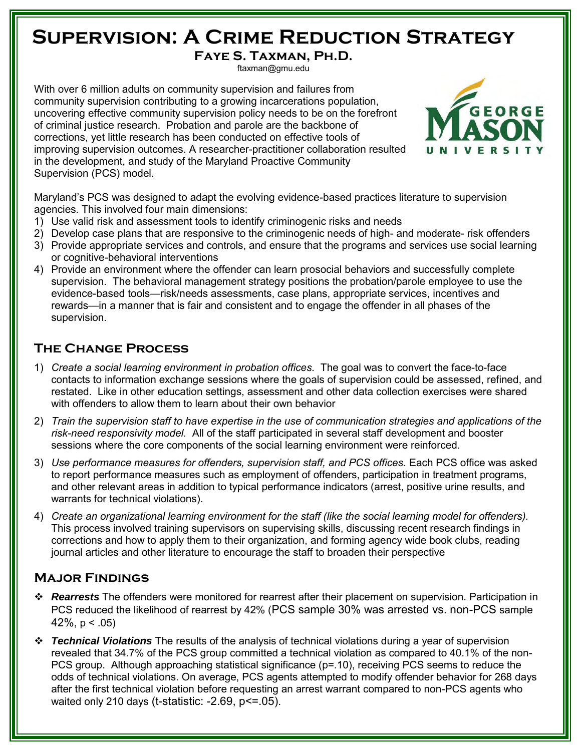# Supervision: A Crime Reduction Strategy

**Faye S. Taxman, Ph.D.**

ftaxman@gmu.edu

With over 6 million adults on community supervision and failures from community supervision contributing to a growing incarcerations population, uncovering effective community supervision policy needs to be on the forefront of criminal justice research. Probation and parole are the backbone of corrections, yet little research has been conducted on effective tools of improving supervision outcomes. A researcher-practitioner collaboration resulted in the development, and study of the Maryland Proactive Community Supervision (PCS) model.

GEORGE MASON UNIVERSITY

Maryland's PCS was designed to adapt the evolving evidence-based practices literature to supervision agencies. This involved four main dimensions:

1) Use valid risk and assessment tools to identify criminogenic risks and needs
2) Develop case plans that are responsive to the criminogenic needs of high- and moderate- risk offenders
3) Provide appropriate services and controls, and ensure that the programs and services use social learning or cognitive-behavioral interventions
4) Provide an environment where the offender can learn prosocial behaviors and successfully complete supervision. The behavioral management strategy positions the probation/parole employee to use the evidence-based tools—risk/needs assessments, case plans, appropriate services, incentives and rewards—in a manner that is fair and consistent and to engage the offender in all phases of the supervision.

## The Change Process

1) *Create a social learning environment in probation offices.* The goal was to convert the face-to-face contacts to information exchange sessions where the goals of supervision could be assessed, refined, and restated. Like in other education settings, assessment and other data collection exercises were shared with offenders to allow them to learn about their own behavior
2) *Train the supervision staff to have expertise in the use of communication strategies and applications of the risk-need responsivity model.* All of the staff participated in several staff development and booster sessions where the core components of the social learning environment were reinforced.
3) *Use performance measures for offenders, supervision staff, and PCS offices.* Each PCS office was asked to report performance measures such as employment of offenders, participation in treatment programs, and other relevant areas in addition to typical performance indicators (arrest, positive urine results, and warrants for technical violations).
4) *Create an organizational learning environment for the staff (like the social learning model for offenders).* This process involved training supervisors on supervising skills, discussing recent research findings in corrections and how to apply them to their organization, and forming agency wide book clubs, reading journal articles and other literature to encourage the staff to broaden their perspective

## Major Findings

- ***Rearrests*** The offenders were monitored for rearrest after their placement on supervision. Participation in PCS reduced the likelihood of rearrest by 42% (PCS sample 30% was arrested vs. non-PCS sample 42%, $p < .05$)
- ***Technical Violations*** The results of the analysis of technical violations during a year of supervision revealed that 34.7% of the PCS group committed a technical violation as compared to 40.1% of the non-PCS group. Although approaching statistical significance ($p=.10$), receiving PCS seems to reduce the odds of technical violations. On average, PCS agents attempted to modify offender behavior for 268 days after the first technical violation before requesting an arrest warrant compared to non-PCS agents who waited only 210 days (t-statistic: -2.69, $p<=.05$).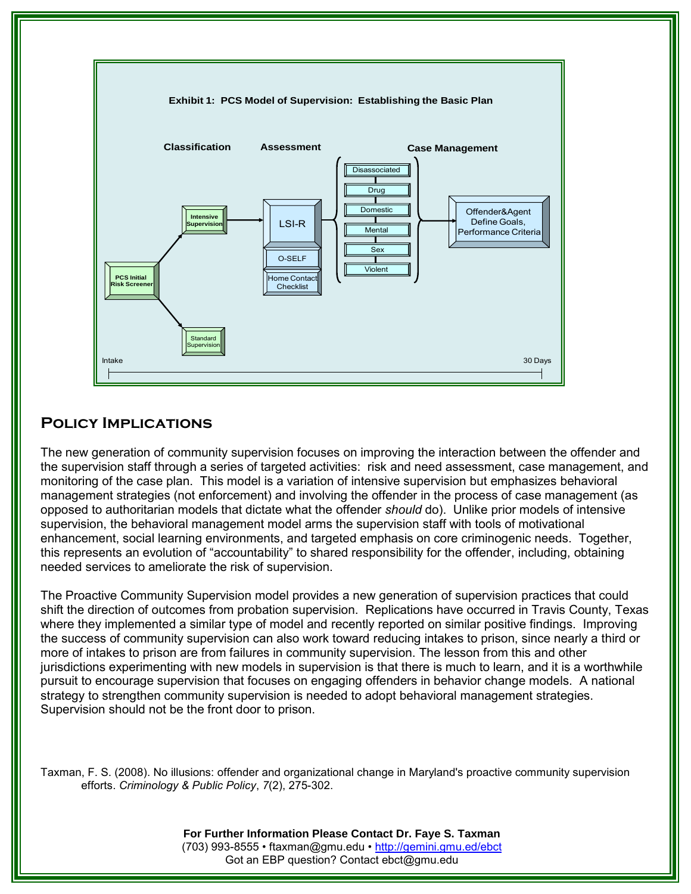**Exhibit 1: PCS Model of Supervision: Establishing the Basic Plan**

Classification | Assessment | Case Management

PCS Initial Risk Screener → Intensive Supervision / Standard Supervision

Intensive Supervision → LSI-R, O-SELF, Home Contact Checklist

Disassociated, Drug, Domestic, Mental, Sex, Violent → Offender&Agent Define Goals, Performance Criteria

Intake — 30 Days

## Policy Implications

The new generation of community supervision focuses on improving the interaction between the offender and the supervision staff through a series of targeted activities: risk and need assessment, case management, and monitoring of the case plan. This model is a variation of intensive supervision but emphasizes behavioral management strategies (not enforcement) and involving the offender in the process of case management (as opposed to authoritarian models that dictate what the offender *should* do). Unlike prior models of intensive supervision, the behavioral management model arms the supervision staff with tools of motivational enhancement, social learning environments, and targeted emphasis on core criminogenic needs. Together, this represents an evolution of "accountability" to shared responsibility for the offender, including, obtaining needed services to ameliorate the risk of supervision.

The Proactive Community Supervision model provides a new generation of supervision practices that could shift the direction of outcomes from probation supervision. Replications have occurred in Travis County, Texas where they implemented a similar type of model and recently reported on similar positive findings. Improving the success of community supervision can also work toward reducing intakes to prison, since nearly a third or more of intakes to prison are from failures in community supervision. The lesson from this and other jurisdictions experimenting with new models in supervision is that there is much to learn, and it is a worthwhile pursuit to encourage supervision that focuses on engaging offenders in behavior change models. A national strategy to strengthen community supervision is needed to adopt behavioral management strategies. Supervision should not be the front door to prison.

Taxman, F. S. (2008). No illusions: offender and organizational change in Maryland's proactive community supervision efforts. *Criminology & Public Policy*, *7*(2), 275-302.

**For Further Information Please Contact Dr. Faye S. Taxman**
(703) 993-8555 • ftaxman@gmu.edu • http://gemini.gmu.ed/ebct
Got an EBP question? Contact ebct@gmu.edu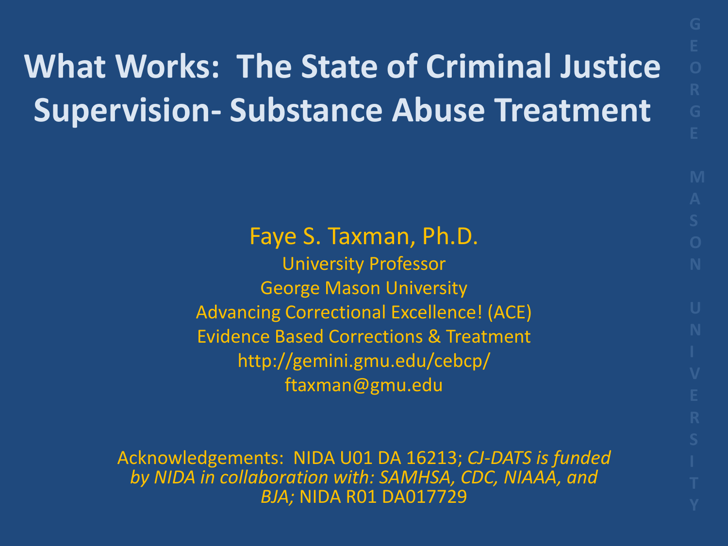# What Works: The State of Criminal Justice Supervision- Substance Abuse Treatment

Faye S. Taxman, Ph.D.

University Professor

George Mason University

Advancing Correctional Excellence! (ACE)

Evidence Based Corrections & Treatment

http://gemini.gmu.edu/cebcp/

ftaxman@gmu.edu

Acknowledgements: NIDA U01 DA 16213; *CJ-DATS is funded by NIDA in collaboration with: SAMHSA, CDC, NIAAA, and BJA;* NIDA R01 DA017729

GEORGE MASON UNIVERSITY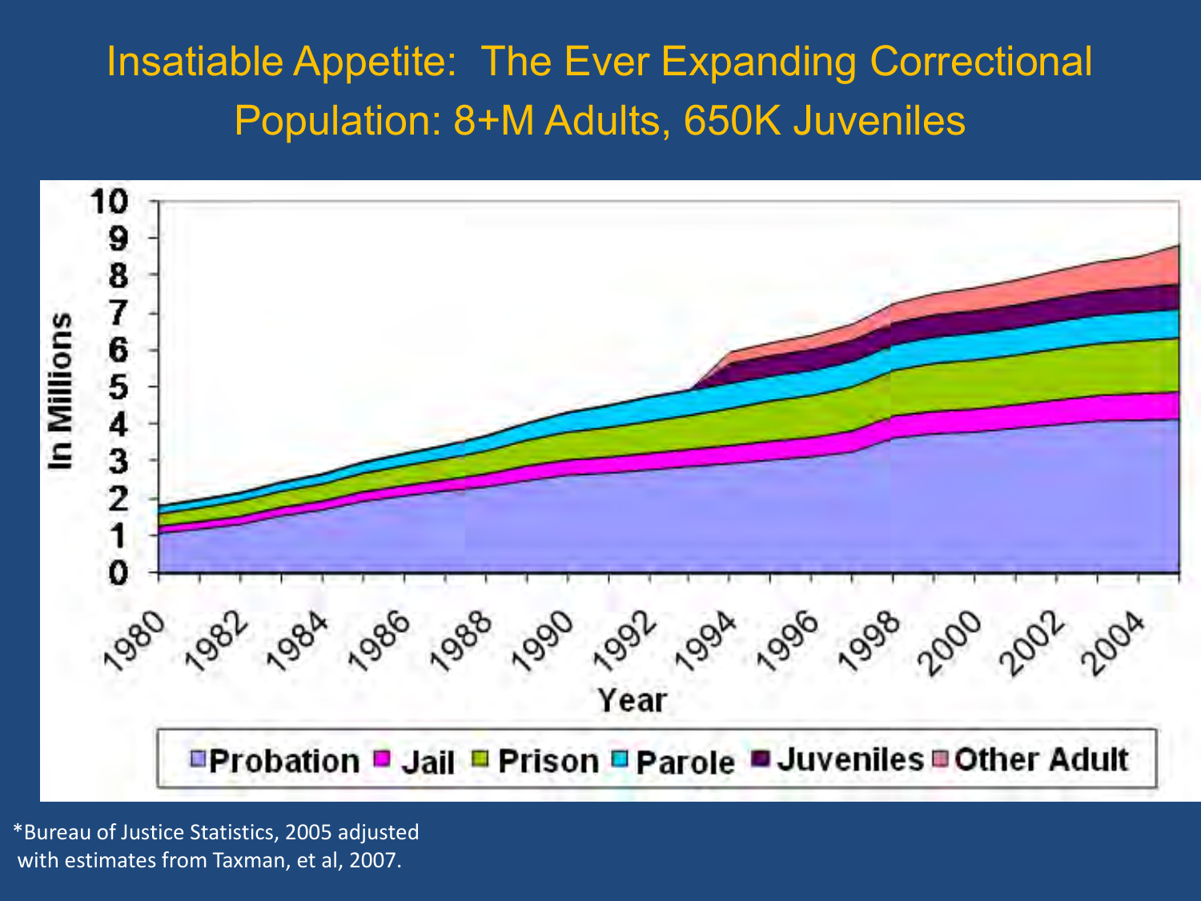# Insatiable Appetite: The Ever Expanding Correctional Population: 8+M Adults, 650K Juveniles

*Bureau of Justice Statistics, 2005 adjusted with estimates from Taxman, et al, 2007.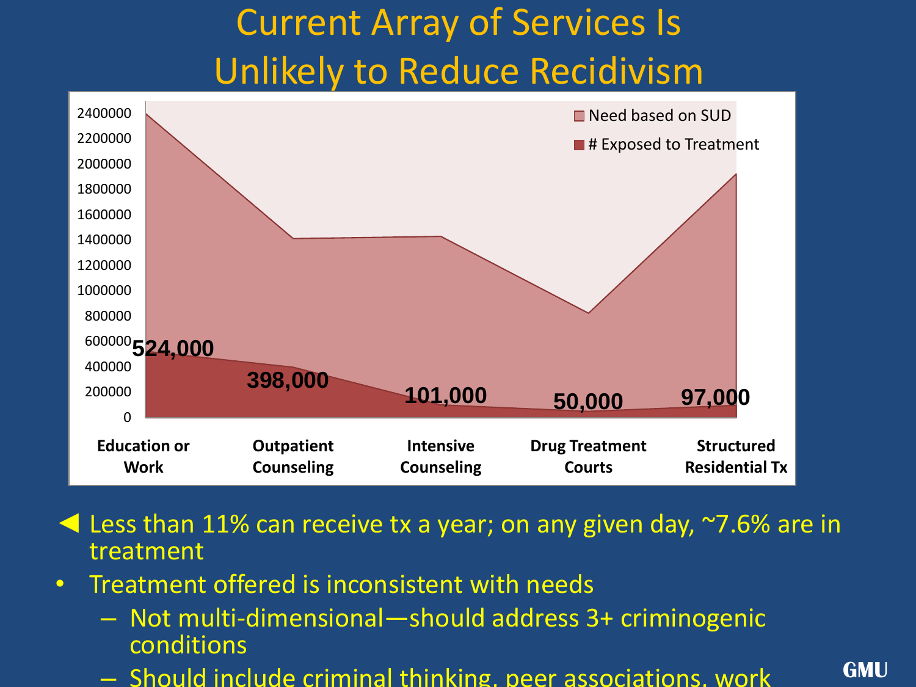# Current Array of Services Is Unlikely to Reduce Recidivism

| | Education or Work | Outpatient Counseling | Intensive Counseling | Drug Treatment Courts | Structured Residential Tx |
|---|---|---|---|---|---|
| # Exposed to Treatment | 524,000 | 398,000 | 101,000 | 50,000 | 97,000 |

Legend: Need based on SUD; # Exposed to Treatment

- ◄ Less than 11% can receive tx a year; on any given day, ~7.6% are in treatment
- Treatment offered is inconsistent with needs
  - Not multi-dimensional—should address 3+ criminogenic conditions
  - Should include criminal thinking, peer associations, work

GMU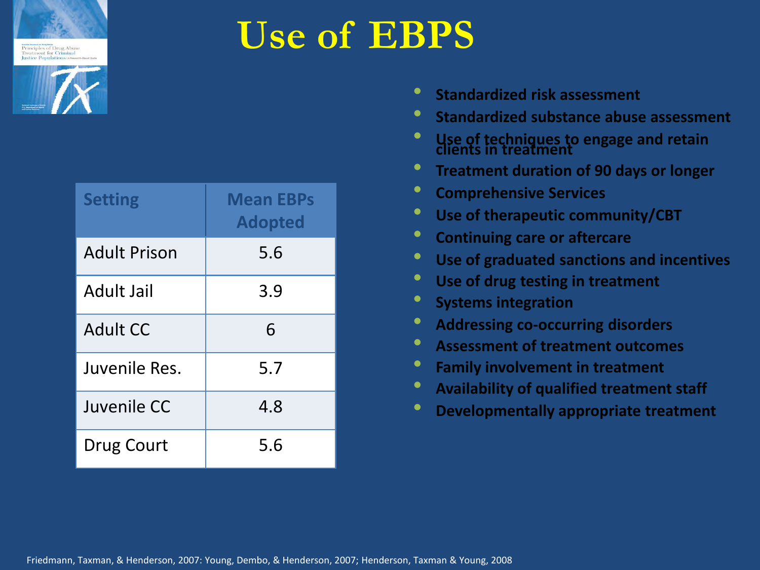# Use of EBPS

| Setting | Mean EBPs Adopted |
|---|---|
| Adult Prison | 5.6 |
| Adult Jail | 3.9 |
| Adult CC | 6 |
| Juvenile Res. | 5.7 |
| Juvenile CC | 4.8 |
| Drug Court | 5.6 |

- **Standardized risk assessment**
- **Standardized substance abuse assessment**
- **Use of techniques to engage and retain clients in treatment**
- **Treatment duration of 90 days or longer**
- **Comprehensive Services**
- **Use of therapeutic community/CBT**
- **Continuing care or aftercare**
- **Use of graduated sanctions and incentives**
- **Use of drug testing in treatment**
- **Systems integration**
- **Addressing co-occurring disorders**
- **Assessment of treatment outcomes**
- **Family involvement in treatment**
- **Availability of qualified treatment staff**
- **Developmentally appropriate treatment**

Friedmann, Taxman, & Henderson, 2007: Young, Dembo, & Henderson, 2007; Henderson, Taxman & Young, 2008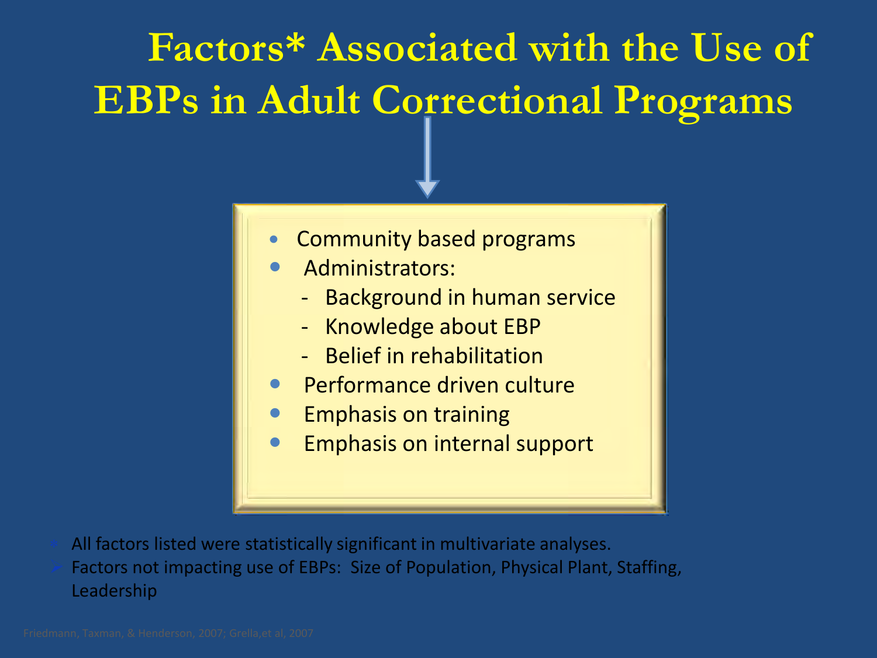# Factors* Associated with the Use of EBPs in Adult Correctional Programs

- Community based programs
- Administrators:
  - Background in human service
  - Knowledge about EBP
  - Belief in rehabilitation
- Performance driven culture
- Emphasis on training
- Emphasis on internal support

\* All factors listed were statistically significant in multivariate analyses.

- Factors not impacting use of EBPs: Size of Population, Physical Plant, Staffing, Leadership

Friedmann, Taxman, & Henderson, 2007; Grella,et al, 2007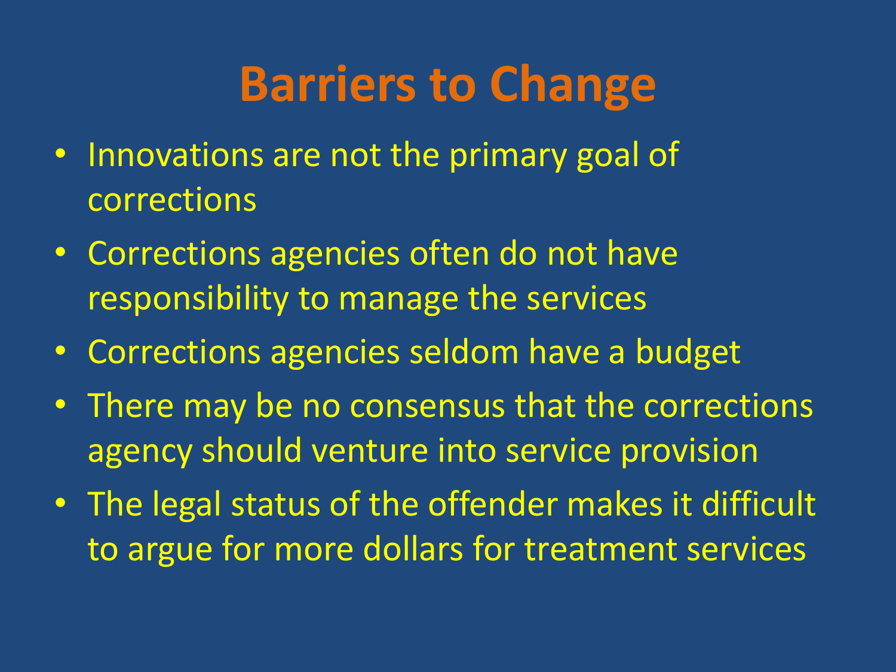# Barriers to Change

- Innovations are not the primary goal of corrections
- Corrections agencies often do not have responsibility to manage the services
- Corrections agencies seldom have a budget
- There may be no consensus that the corrections agency should venture into service provision
- The legal status of the offender makes it difficult to argue for more dollars for treatment services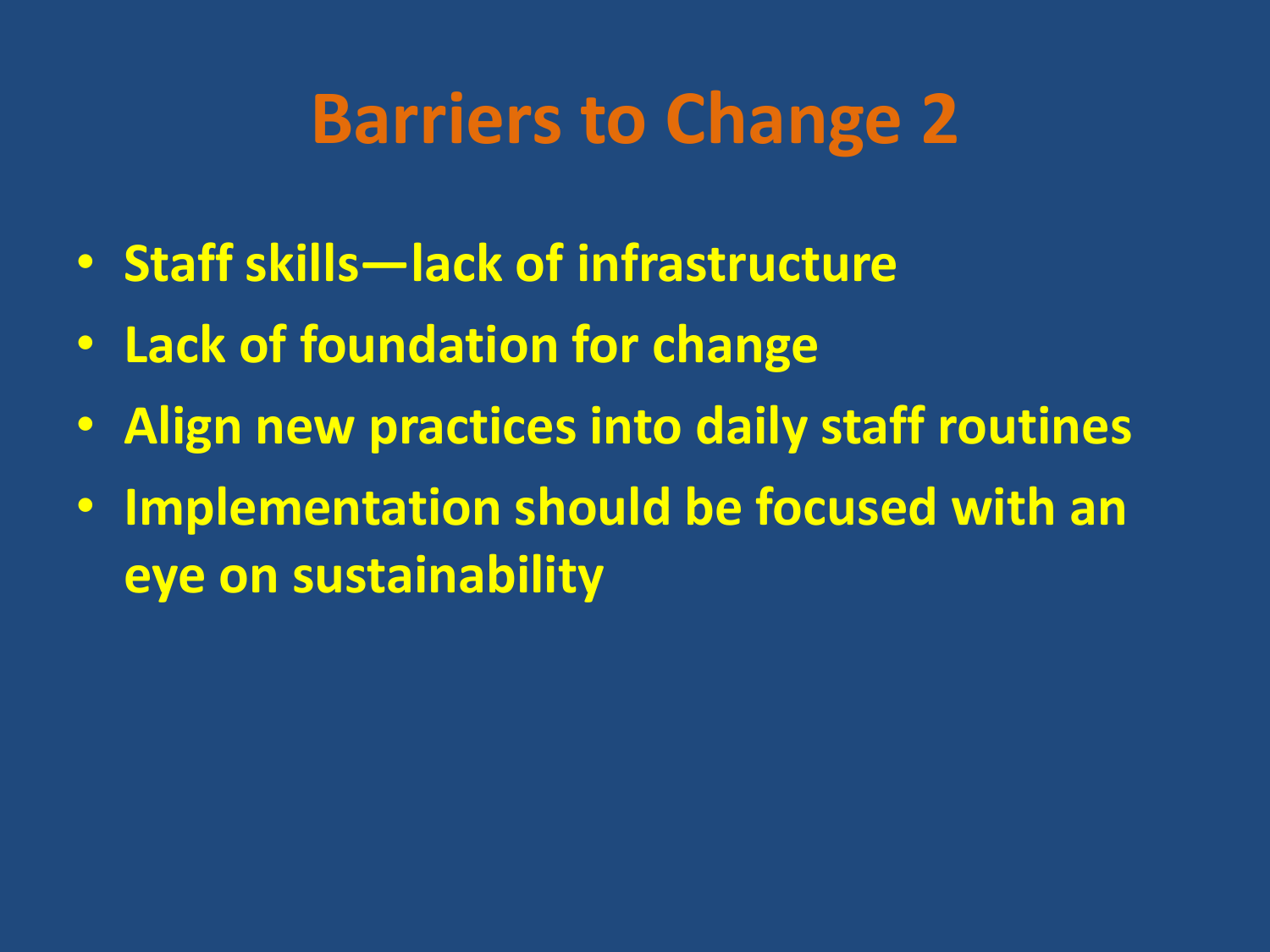# Barriers to Change 2

- Staff skills—lack of infrastructure
- Lack of foundation for change
- Align new practices into daily staff routines
- Implementation should be focused with an eye on sustainability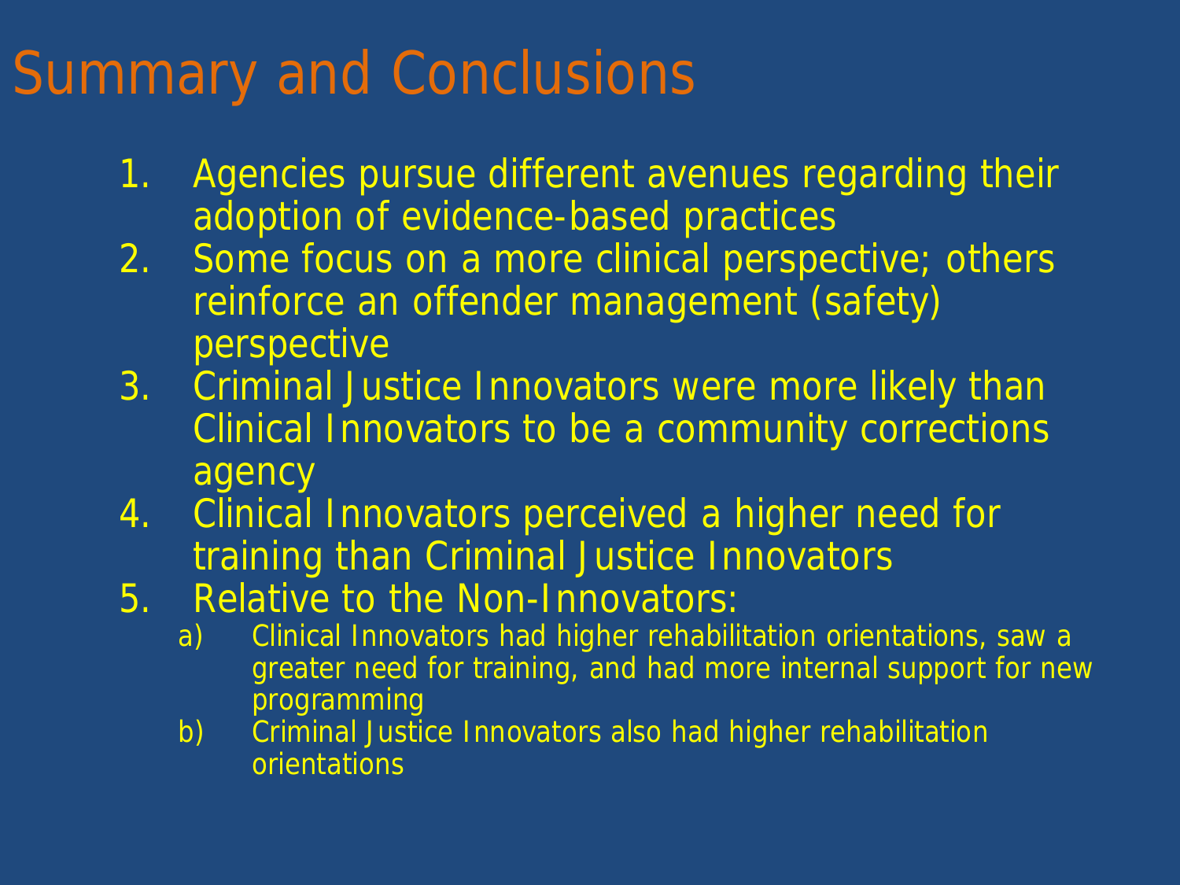# Summary and Conclusions

1. Agencies pursue different avenues regarding their adoption of evidence-based practices
2. Some focus on a more clinical perspective; others reinforce an offender management (safety) perspective
3. Criminal Justice Innovators were more likely than Clinical Innovators to be a community corrections agency
4. Clinical Innovators perceived a higher need for training than Criminal Justice Innovators
5. Relative to the Non-Innovators:
   a) Clinical Innovators had higher rehabilitation orientations, saw a greater need for training, and had more internal support for new programming
   b) Criminal Justice Innovators also had higher rehabilitation orientations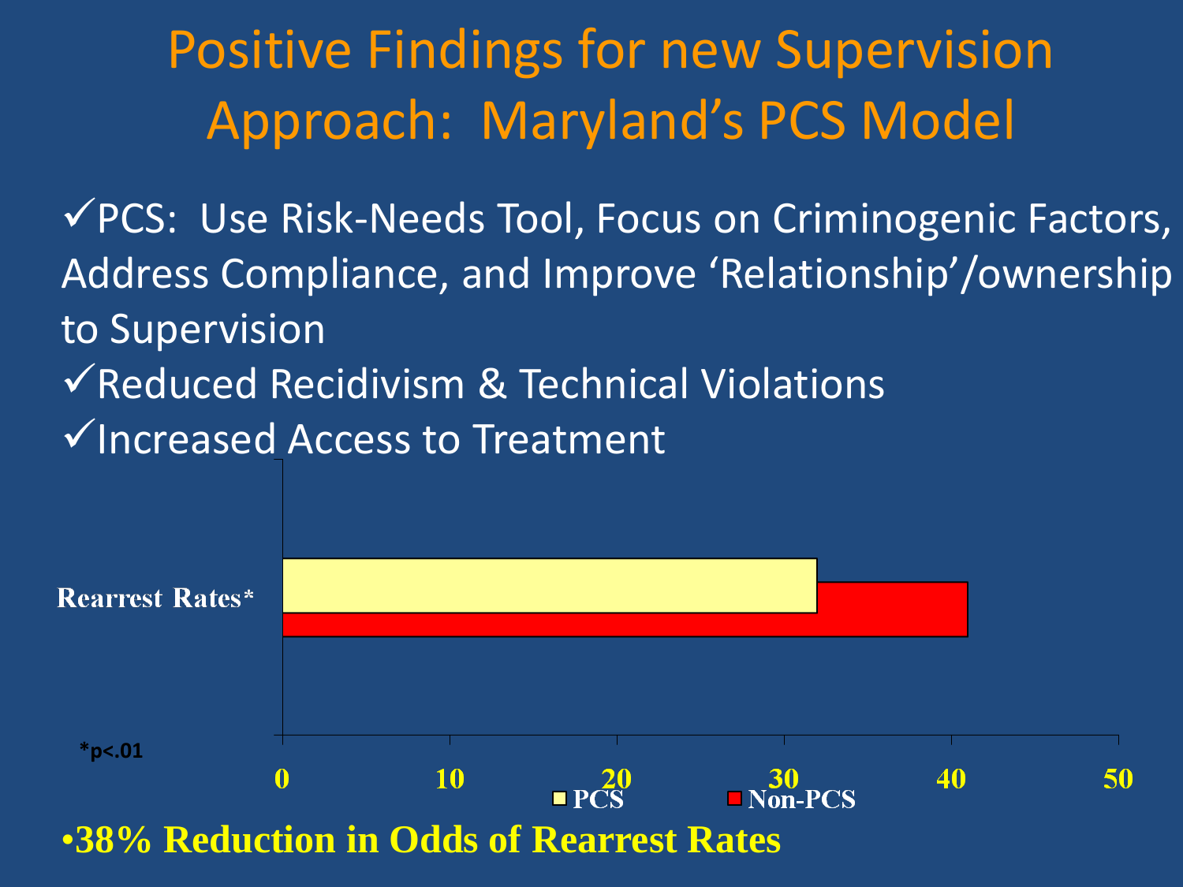# Positive Findings for new Supervision Approach: Maryland's PCS Model

✓PCS: Use Risk-Needs Tool, Focus on Criminogenic Factors, Address Compliance, and Improve 'Relationship'/ownership to Supervision

✓Reduced Recidivism & Technical Violations

✓Increased Access to Treatment

Rearrest Rates*

0 10 20 30 40 50

PCS Non-PCS

*p<.01

- **38% Reduction in Odds of Rearrest Rates**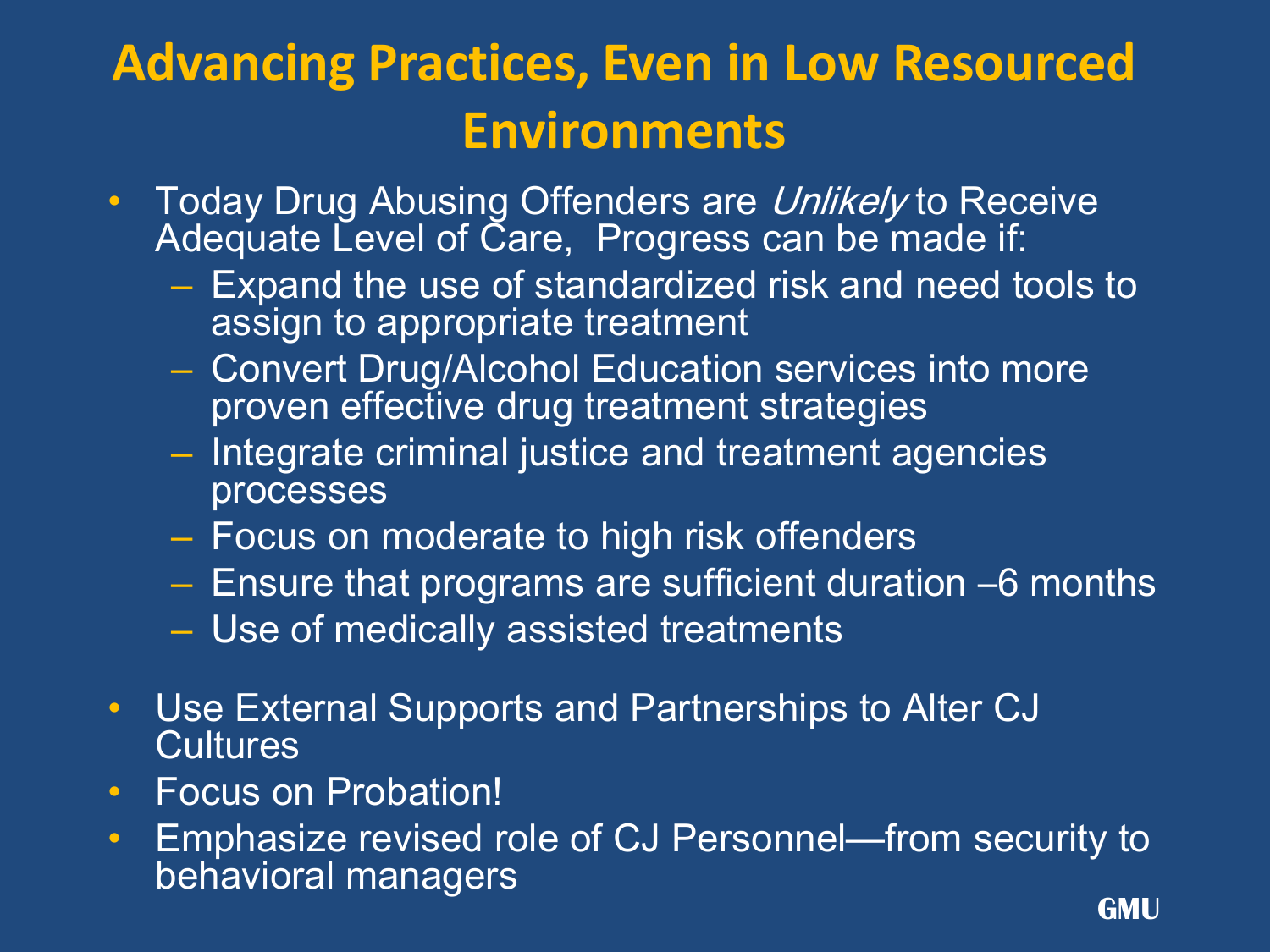# Advancing Practices, Even in Low Resourced Environments

- Today Drug Abusing Offenders are *Unlikely* to Receive Adequate Level of Care, Progress can be made if:
  - Expand the use of standardized risk and need tools to assign to appropriate treatment
  - Convert Drug/Alcohol Education services into more proven effective drug treatment strategies
  - Integrate criminal justice and treatment agencies processes
  - Focus on moderate to high risk offenders
  - Ensure that programs are sufficient duration –6 months
  - Use of medically assisted treatments
- Use External Supports and Partnerships to Alter CJ Cultures
- Focus on Probation!
- Emphasize revised role of CJ Personnel—from security to behavioral managers

GMU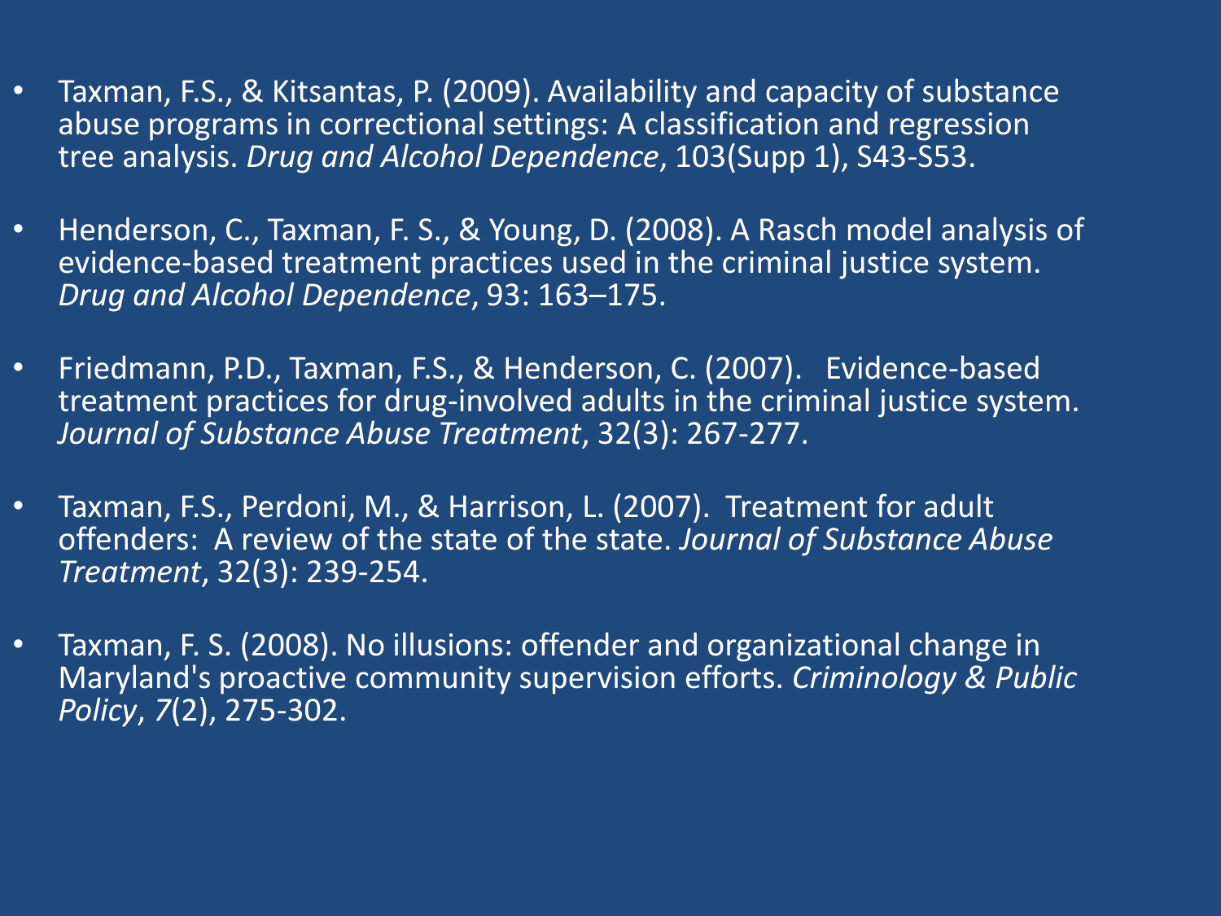- Taxman, F.S., & Kitsantas, P. (2009). Availability and capacity of substance abuse programs in correctional settings: A classification and regression tree analysis. *Drug and Alcohol Dependence*, 103(Supp 1), S43-S53.
- Henderson, C., Taxman, F. S., & Young, D. (2008). A Rasch model analysis of evidence-based treatment practices used in the criminal justice system. *Drug and Alcohol Dependence*, 93: 163–175.
- Friedmann, P.D., Taxman, F.S., & Henderson, C. (2007). Evidence-based treatment practices for drug-involved adults in the criminal justice system. *Journal of Substance Abuse Treatment*, 32(3): 267-277.
- Taxman, F.S., Perdoni, M., & Harrison, L. (2007). Treatment for adult offenders: A review of the state of the state. *Journal of Substance Abuse Treatment*, 32(3): 239-254.
- Taxman, F. S. (2008). No illusions: offender and organizational change in Maryland's proactive community supervision efforts. *Criminology & Public Policy*, *7*(2), 275-302.